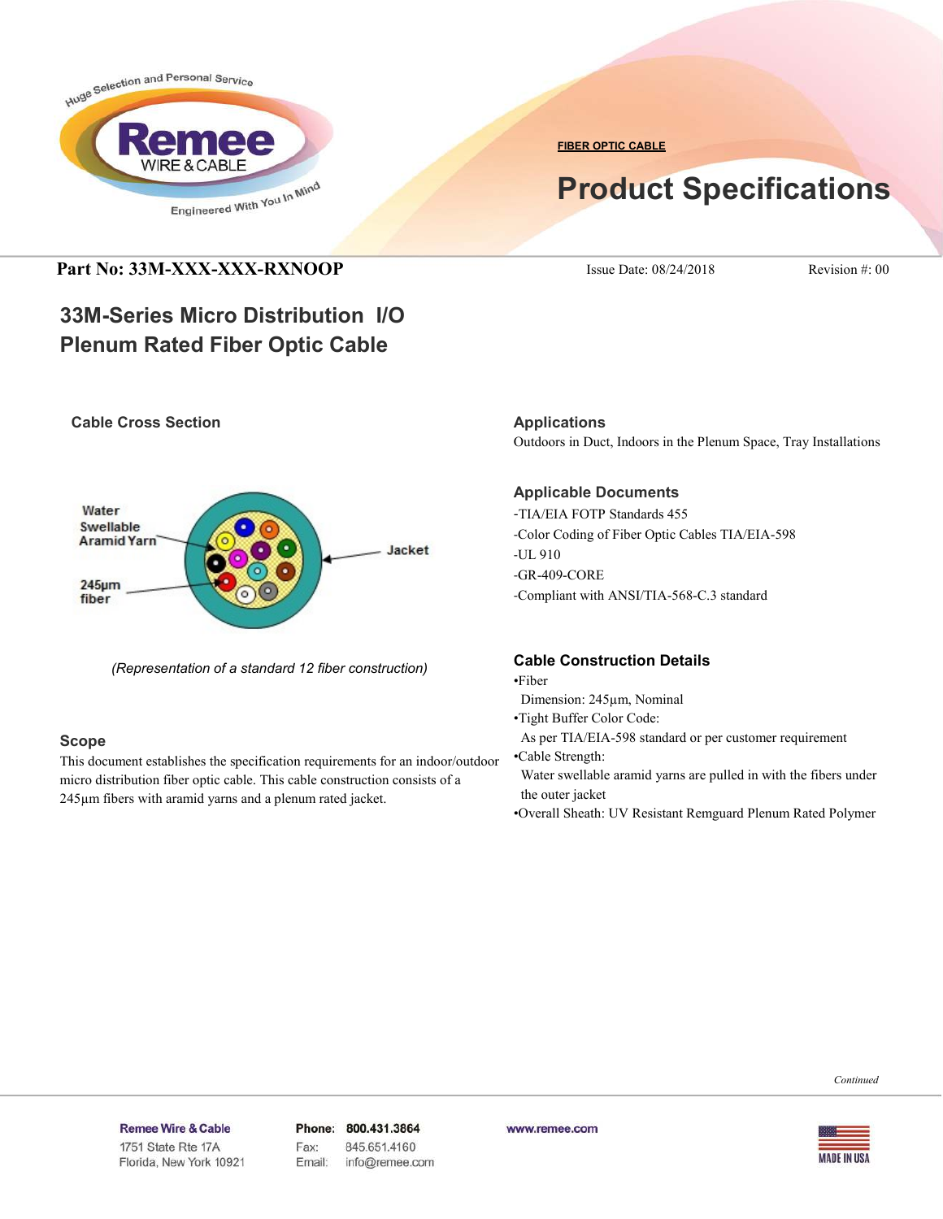FIBER OPTIC CABLE

# Product Specifications

**Part No: 33M-XXX-XXX-RXNOOP** Issue Date: 08/24/2018 Revision #: 00

## 33M-Series Micro Distribution I/O Plenum Rated Fiber Optic Cable

### Cable Cross Section

Water Swellable Aramid Yarn

245µm fiber

Jacket

*(Representation of a standard 12 fiber construction)*

### Scope

This document establishes the specification requirements for an indoor/outdoor micro distribution fiber optic cable. This cable construction consists of a 245µm fibers with aramid yarns and a plenum rated jacket.

### Applications

Outdoors in Duct, Indoors in the Plenum Space, Tray Installations

### Applicable Documents

-TIA/EIA FOTP Standards 455
-Color Coding of Fiber Optic Cables TIA/EIA-598
-UL 910
-GR-409-CORE
-Compliant with ANSI/TIA-568-C.3 standard

### Cable Construction Details

•Fiber
  Dimension: 245µm, Nominal
•Tight Buffer Color Code:
  As per TIA/EIA-598 standard or per customer requirement
•Cable Strength:
  Water swellable aramid yarns are pulled in with the fibers under the outer jacket
•Overall Sheath: UV Resistant Remguard Plenum Rated Polymer

*Continued*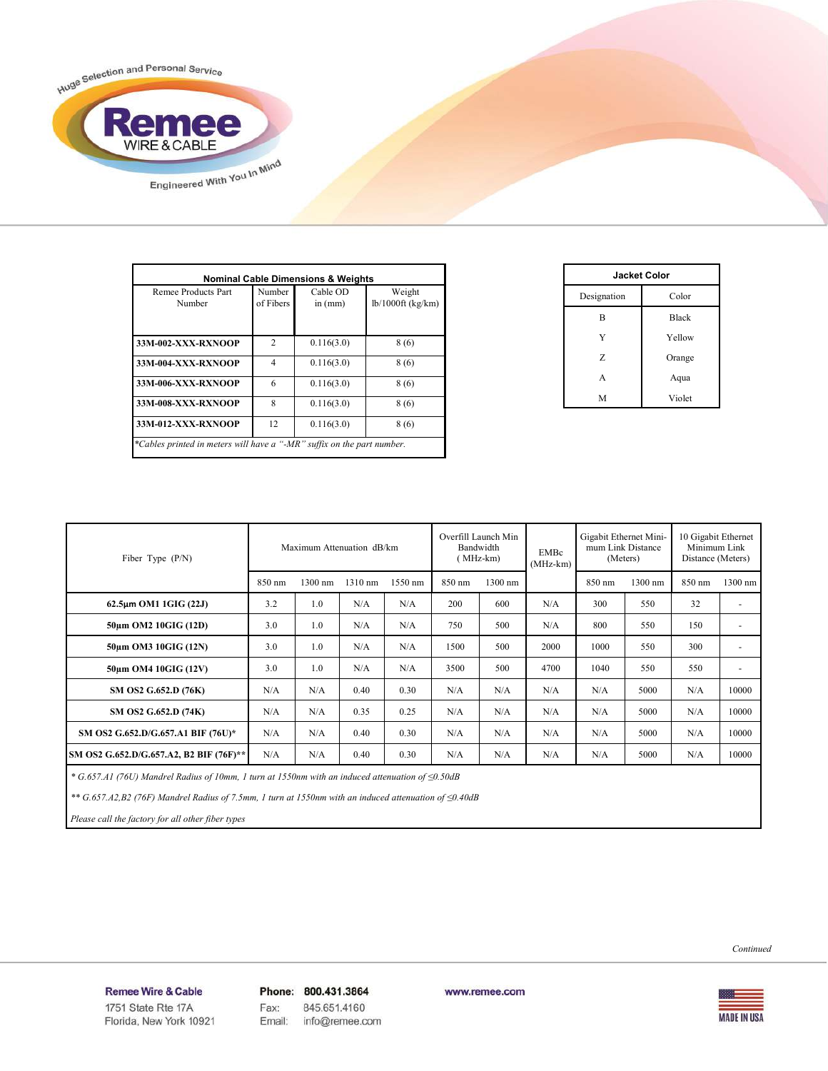| Nominal Cable Dimensions & Weights | | | |
|---|---|---|---|
| Remee Products Part Number | Number of Fibers | Cable OD in (mm) | Weight lb/1000ft (kg/km) |
| **33M-002-XXX-RXNOOP** | 2 | 0.116(3.0) | 8 (6) |
| **33M-004-XXX-RXNOOP** | 4 | 0.116(3.0) | 8 (6) |
| **33M-006-XXX-RXNOOP** | 6 | 0.116(3.0) | 8 (6) |
| **33M-008-XXX-RXNOOP** | 8 | 0.116(3.0) | 8 (6) |
| **33M-012-XXX-RXNOOP** | 12 | 0.116(3.0) | 8 (6) |

*\*Cables printed in meters will have a "-MR" suffix on the part number.*

| Jacket Color | |
|---|---|
| Designation | Color |
| B | Black |
| Y | Yellow |
| Z | Orange |
| A | Aqua |
| M | Violet |

| Fiber Type (P/N) | Maximum Attenuation dB/km | | | | Overfill Launch Min Bandwidth ( MHz-km) | | EMBc (MHz-km) | Gigabit Ethernet Minimum Link Distance (Meters) | | 10 Gigabit Ethernet Minimum Link Distance (Meters) | |
|---|---|---|---|---|---|---|---|---|---|---|---|
| | 850 nm | 1300 nm | 1310 nm | 1550 nm | 850 nm | 1300 nm | | 850 nm | 1300 nm | 850 nm | 1300 nm |
| **62.5µm OM1 1GIG (22J)** | 3.2 | 1.0 | N/A | N/A | 200 | 600 | N/A | 300 | 550 | 32 | - |
| **50µm OM2 10GIG (12D)** | 3.0 | 1.0 | N/A | N/A | 750 | 500 | N/A | 800 | 550 | 150 | - |
| **50µm OM3 10GIG (12N)** | 3.0 | 1.0 | N/A | N/A | 1500 | 500 | 2000 | 1000 | 550 | 300 | - |
| **50µm OM4 10GIG (12V)** | 3.0 | 1.0 | N/A | N/A | 3500 | 500 | 4700 | 1040 | 550 | 550 | - |
| **SM OS2 G.652.D (76K)** | N/A | N/A | 0.40 | 0.30 | N/A | N/A | N/A | N/A | 5000 | N/A | 10000 |
| **SM OS2 G.652.D (74K)** | N/A | N/A | 0.35 | 0.25 | N/A | N/A | N/A | N/A | 5000 | N/A | 10000 |
| **SM OS2 G.652.D/G.657.A1 BIF (76U)\*** | N/A | N/A | 0.40 | 0.30 | N/A | N/A | N/A | N/A | 5000 | N/A | 10000 |
| **SM OS2 G.652.D/G.657.A2, B2 BIF (76F)\*\*** | N/A | N/A | 0.40 | 0.30 | N/A | N/A | N/A | N/A | 5000 | N/A | 10000 |

*\* G.657.A1 (76U) Mandrel Radius of 10mm, 1 turn at 1550nm with an induced attenuation of ≤0.50dB*

*\*\* G.657.A2,B2 (76F) Mandrel Radius of 7.5mm, 1 turn at 1550nm with an induced attenuation of ≤0.40dB*

*Please call the factory for all other fiber types*

*Continued*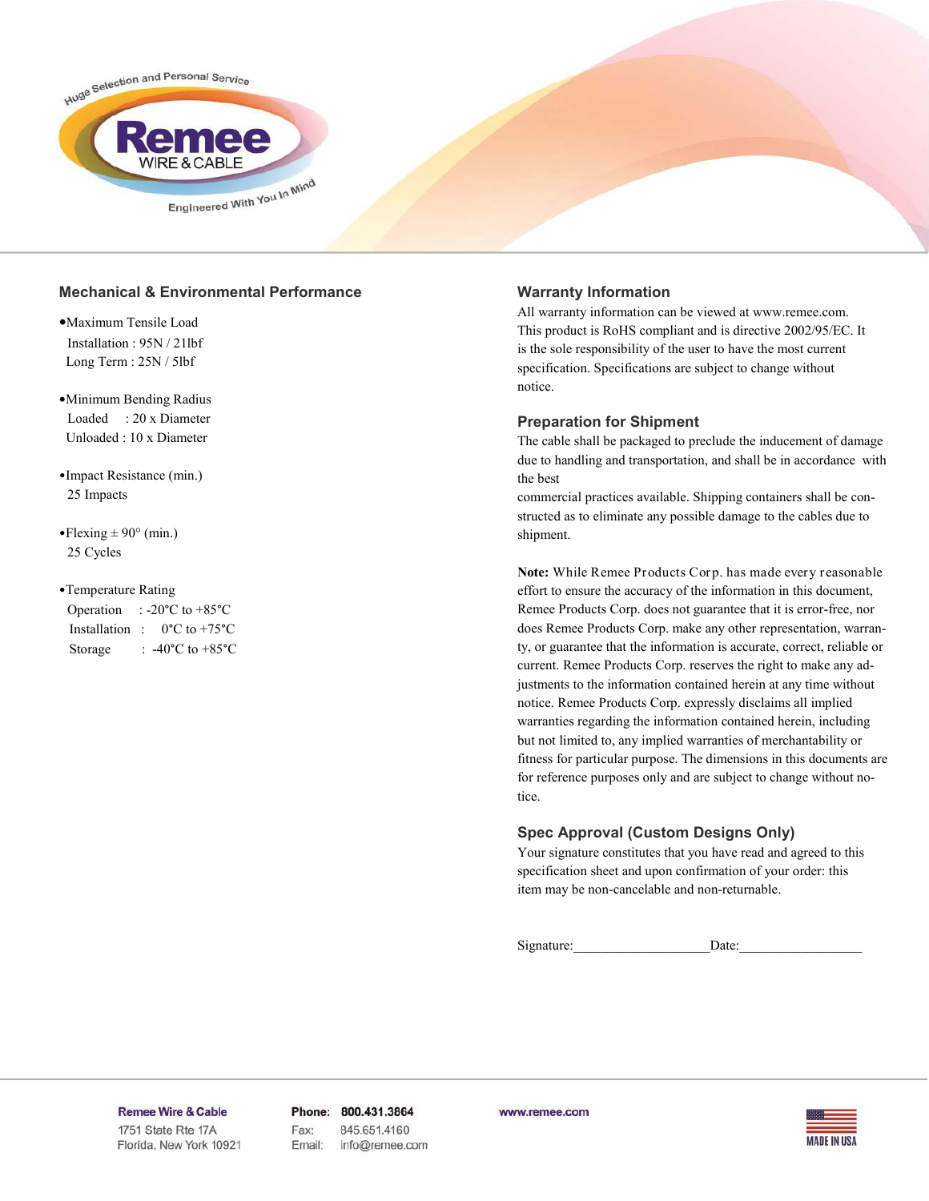## Mechanical & Environmental Performance

- Maximum Tensile Load
  - Installation : 95N / 21lbf
  - Long Term : 25N / 5lbf
- Minimum Bending Radius
  - Loaded : 20 x Diameter
  - Unloaded : 10 x Diameter
- Impact Resistance (min.)
  - 25 Impacts
- Flexing ± 90° (min.)
  - 25 Cycles
- Temperature Rating
  - Operation : -20°C to +85°C
  - Installation : 0°C to +75°C
  - Storage : -40°C to +85°C

## Warranty Information

All warranty information can be viewed at www.remee.com. This product is RoHS compliant and is directive 2002/95/EC. It is the sole responsibility of the user to have the most current specification. Specifications are subject to change without notice.

## Preparation for Shipment

The cable shall be packaged to preclude the inducement of damage due to handling and transportation, and shall be in accordance with the best commercial practices available. Shipping containers shall be constructed as to eliminate any possible damage to the cables due to shipment.

**Note:** While Remee Products Corp. has made every reasonable effort to ensure the accuracy of the information in this document, Remee Products Corp. does not guarantee that it is error-free, nor does Remee Products Corp. make any other representation, warranty, or guarantee that the information is accurate, correct, reliable or current. Remee Products Corp. reserves the right to make any adjustments to the information contained herein at any time without notice. Remee Products Corp. expressly disclaims all implied warranties regarding the information contained herein, including but not limited to, any implied warranties of merchantability or fitness for particular purpose. The dimensions in this documents are for reference purposes only and are subject to change without notice.

## Spec Approval (Custom Designs Only)

Your signature constitutes that you have read and agreed to this specification sheet and upon confirmation of your order: this item may be non-cancelable and non-returnable.

Signature:____________________Date:__________________